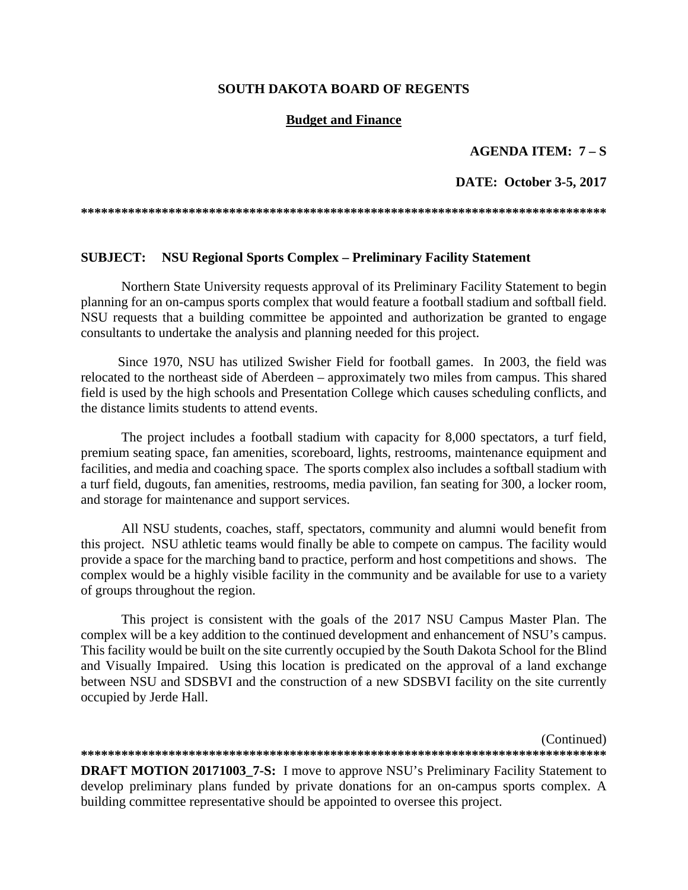**SOUTH DAKOTA BOARD OF REGENTS**

**Budget and Finance**

**AGENDA ITEM: 7 – S**

**DATE: October 3-5, 2017**

******************************************************************************

**SUBJECT: NSU Regional Sports Complex – Preliminary Facility Statement**

Northern State University requests approval of its Preliminary Facility Statement to begin planning for an on-campus sports complex that would feature a football stadium and softball field. NSU requests that a building committee be appointed and authorization be granted to engage consultants to undertake the analysis and planning needed for this project.

Since 1970, NSU has utilized Swisher Field for football games. In 2003, the field was relocated to the northeast side of Aberdeen – approximately two miles from campus. This shared field is used by the high schools and Presentation College which causes scheduling conflicts, and the distance limits students to attend events.

The project includes a football stadium with capacity for 8,000 spectators, a turf field, premium seating space, fan amenities, scoreboard, lights, restrooms, maintenance equipment and facilities, and media and coaching space. The sports complex also includes a softball stadium with a turf field, dugouts, fan amenities, restrooms, media pavilion, fan seating for 300, a locker room, and storage for maintenance and support services.

All NSU students, coaches, staff, spectators, community and alumni would benefit from this project. NSU athletic teams would finally be able to compete on campus. The facility would provide a space for the marching band to practice, perform and host competitions and shows. The complex would be a highly visible facility in the community and be available for use to a variety of groups throughout the region.

This project is consistent with the goals of the 2017 NSU Campus Master Plan. The complex will be a key addition to the continued development and enhancement of NSU's campus. This facility would be built on the site currently occupied by the South Dakota School for the Blind and Visually Impaired. Using this location is predicated on the approval of a land exchange between NSU and SDSBVI and the construction of a new SDSBVI facility on the site currently occupied by Jerde Hall.

(Continued)

******************************************************************************

**DRAFT MOTION 20171003_7-S:** I move to approve NSU's Preliminary Facility Statement to develop preliminary plans funded by private donations for an on-campus sports complex. A building committee representative should be appointed to oversee this project.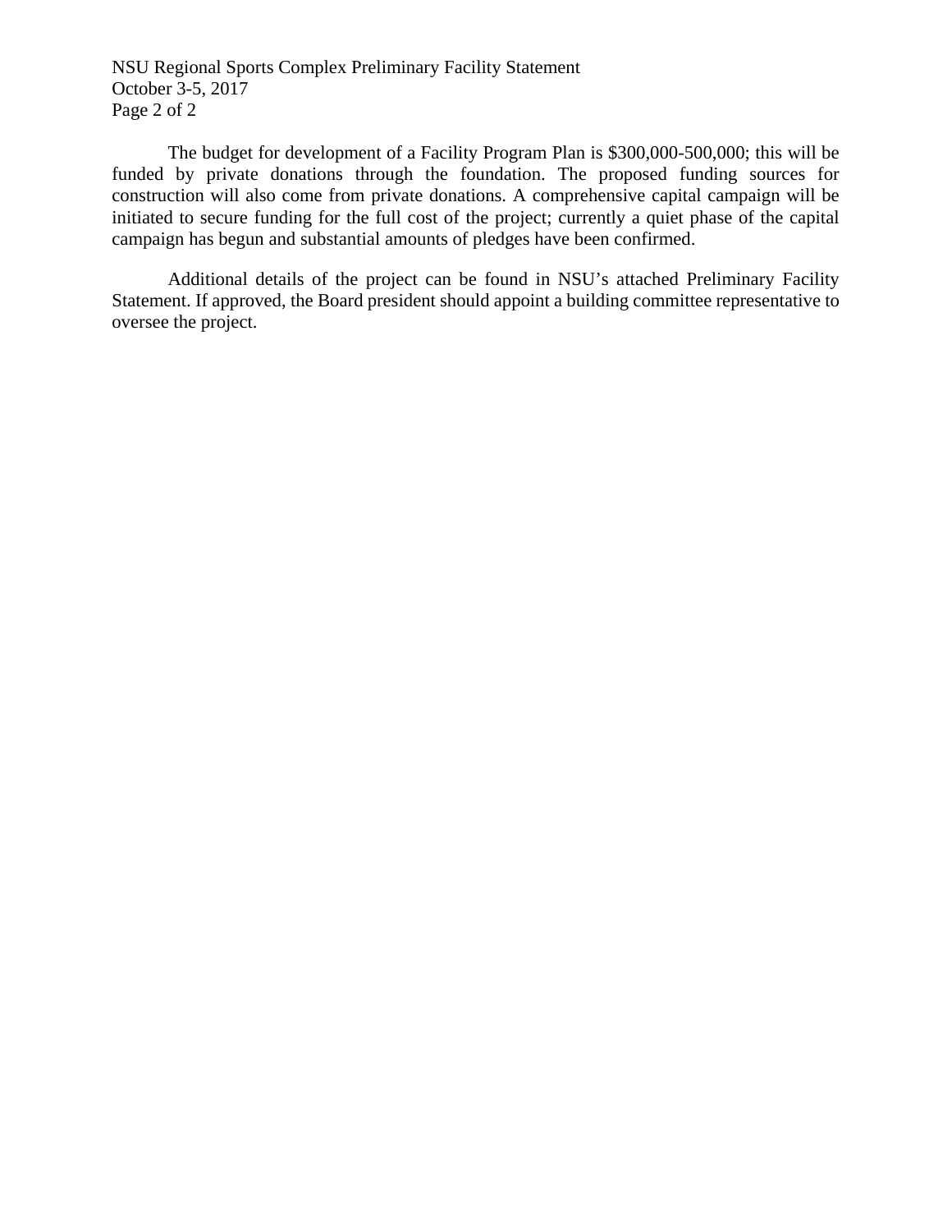The budget for development of a Facility Program Plan is $300,000-500,000; this will be funded by private donations through the foundation. The proposed funding sources for construction will also come from private donations. A comprehensive capital campaign will be initiated to secure funding for the full cost of the project; currently a quiet phase of the capital campaign has begun and substantial amounts of pledges have been confirmed.

Additional details of the project can be found in NSU's attached Preliminary Facility Statement. If approved, the Board president should appoint a building committee representative to oversee the project.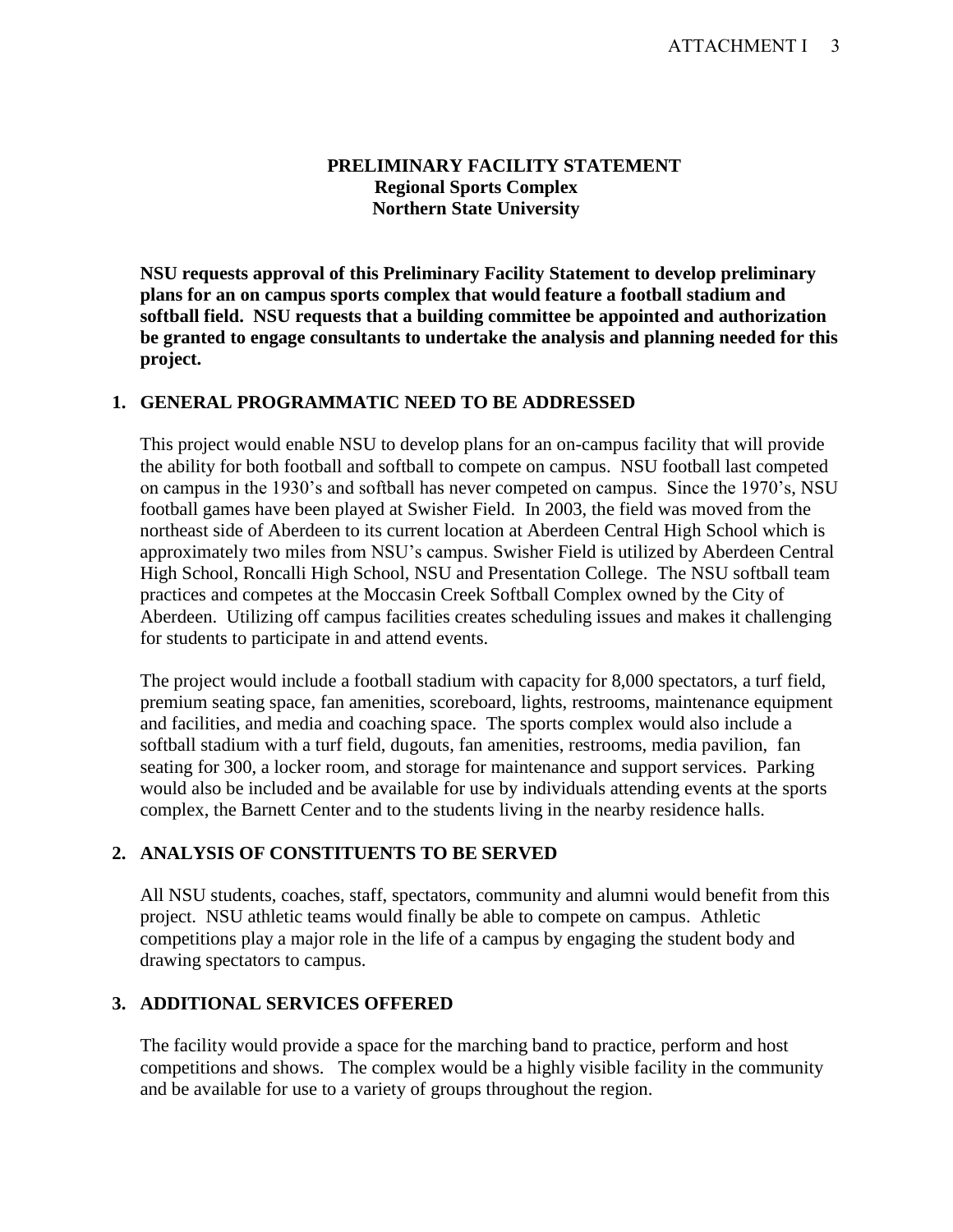# PRELIMINARY FACILITY STATEMENT
## Regional Sports Complex
## Northern State University

**NSU requests approval of this Preliminary Facility Statement to develop preliminary plans for an on campus sports complex that would feature a football stadium and softball field. NSU requests that a building committee be appointed and authorization be granted to engage consultants to undertake the analysis and planning needed for this project.**

## 1. GENERAL PROGRAMMATIC NEED TO BE ADDRESSED

This project would enable NSU to develop plans for an on-campus facility that will provide the ability for both football and softball to compete on campus. NSU football last competed on campus in the 1930's and softball has never competed on campus. Since the 1970's, NSU football games have been played at Swisher Field. In 2003, the field was moved from the northeast side of Aberdeen to its current location at Aberdeen Central High School which is approximately two miles from NSU's campus. Swisher Field is utilized by Aberdeen Central High School, Roncalli High School, NSU and Presentation College. The NSU softball team practices and competes at the Moccasin Creek Softball Complex owned by the City of Aberdeen. Utilizing off campus facilities creates scheduling issues and makes it challenging for students to participate in and attend events.

The project would include a football stadium with capacity for 8,000 spectators, a turf field, premium seating space, fan amenities, scoreboard, lights, restrooms, maintenance equipment and facilities, and media and coaching space. The sports complex would also include a softball stadium with a turf field, dugouts, fan amenities, restrooms, media pavilion, fan seating for 300, a locker room, and storage for maintenance and support services. Parking would also be included and be available for use by individuals attending events at the sports complex, the Barnett Center and to the students living in the nearby residence halls.

## 2. ANALYSIS OF CONSTITUENTS TO BE SERVED

All NSU students, coaches, staff, spectators, community and alumni would benefit from this project. NSU athletic teams would finally be able to compete on campus. Athletic competitions play a major role in the life of a campus by engaging the student body and drawing spectators to campus.

## 3. ADDITIONAL SERVICES OFFERED

The facility would provide a space for the marching band to practice, perform and host competitions and shows. The complex would be a highly visible facility in the community and be available for use to a variety of groups throughout the region.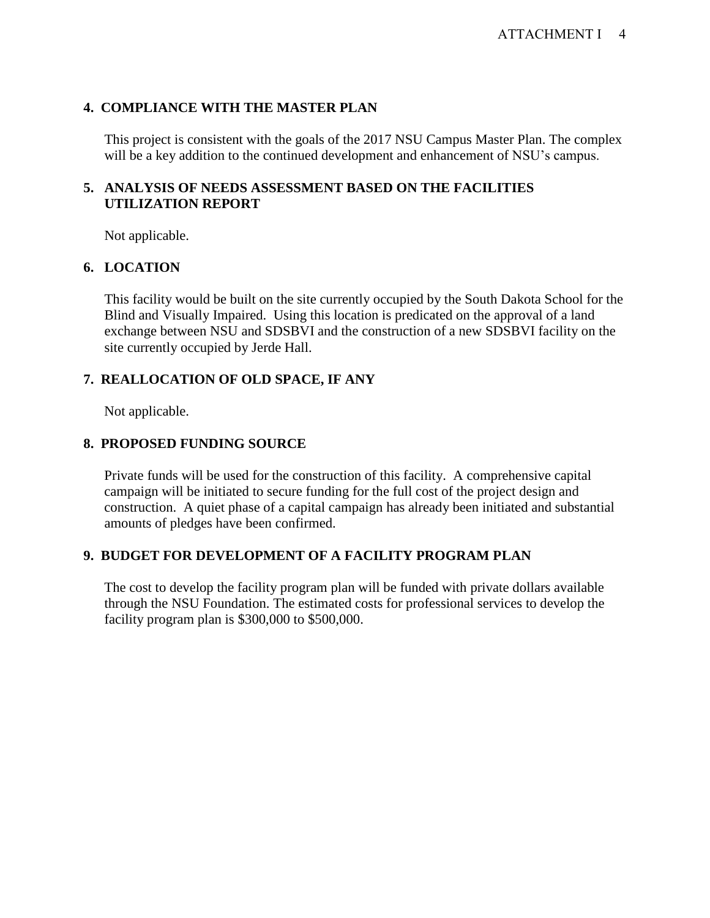## 4. COMPLIANCE WITH THE MASTER PLAN

This project is consistent with the goals of the 2017 NSU Campus Master Plan. The complex will be a key addition to the continued development and enhancement of NSU's campus.

## 5. ANALYSIS OF NEEDS ASSESSMENT BASED ON THE FACILITIES UTILIZATION REPORT

Not applicable.

## 6. LOCATION

This facility would be built on the site currently occupied by the South Dakota School for the Blind and Visually Impaired. Using this location is predicated on the approval of a land exchange between NSU and SDSBVI and the construction of a new SDSBVI facility on the site currently occupied by Jerde Hall.

## 7. REALLOCATION OF OLD SPACE, IF ANY

Not applicable.

## 8. PROPOSED FUNDING SOURCE

Private funds will be used for the construction of this facility. A comprehensive capital campaign will be initiated to secure funding for the full cost of the project design and construction. A quiet phase of a capital campaign has already been initiated and substantial amounts of pledges have been confirmed.

## 9. BUDGET FOR DEVELOPMENT OF A FACILITY PROGRAM PLAN

The cost to develop the facility program plan will be funded with private dollars available through the NSU Foundation. The estimated costs for professional services to develop the facility program plan is $300,000 to $500,000.